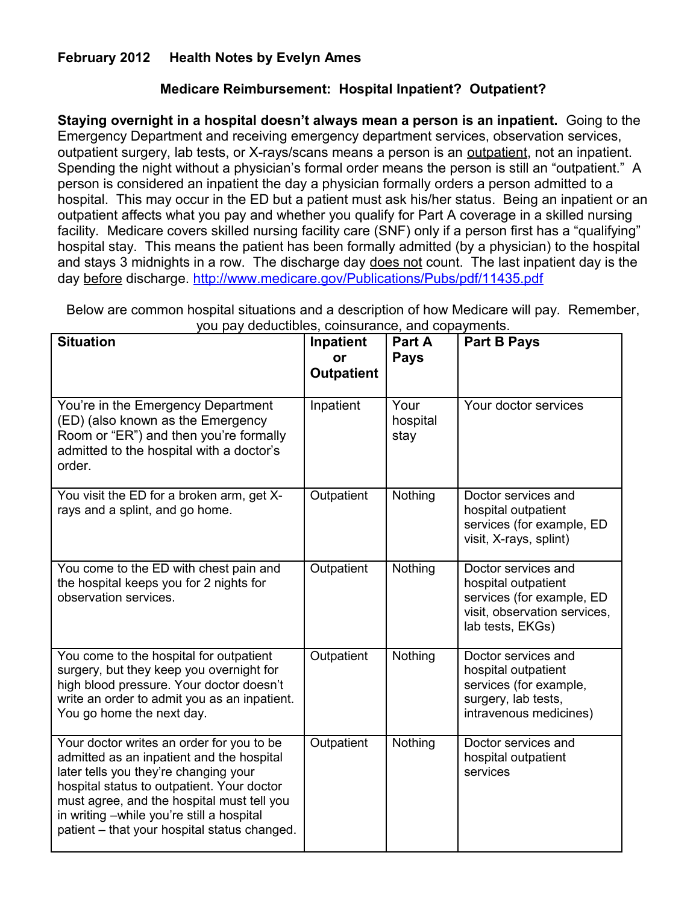**February 2012 Health Notes by Evelyn Ames**

## Medicare Reimbursement: Hospital Inpatient? Outpatient?

**Staying overnight in a hospital doesn't always mean a person is an inpatient.** Going to the Emergency Department and receiving emergency department services, observation services, outpatient surgery, lab tests, or X-rays/scans means a person is an outpatient, not an inpatient. Spending the night without a physician's formal order means the person is still an "outpatient." A person is considered an inpatient the day a physician formally orders a person admitted to a hospital. This may occur in the ED but a patient must ask his/her status. Being an inpatient or an outpatient affects what you pay and whether you qualify for Part A coverage in a skilled nursing facility. Medicare covers skilled nursing facility care (SNF) only if a person first has a "qualifying" hospital stay. This means the patient has been formally admitted (by a physician) to the hospital and stays 3 midnights in a row. The discharge day does not count. The last inpatient day is the day before discharge. http://www.medicare.gov/Publications/Pubs/pdf/11435.pdf

Below are common hospital situations and a description of how Medicare will pay. Remember, you pay deductibles, coinsurance, and copayments.

| Situation | Inpatient or Outpatient | Part A Pays | Part B Pays |
|---|---|---|---|
| You're in the Emergency Department (ED) (also known as the Emergency Room or "ER") and then you're formally admitted to the hospital with a doctor's order. | Inpatient | Your hospital stay | Your doctor services |
| You visit the ED for a broken arm, get X-rays and a splint, and go home. | Outpatient | Nothing | Doctor services and hospital outpatient services (for example, ED visit, X-rays, splint) |
| You come to the ED with chest pain and the hospital keeps you for 2 nights for observation services. | Outpatient | Nothing | Doctor services and hospital outpatient services (for example, ED visit, observation services, lab tests, EKGs) |
| You come to the hospital for outpatient surgery, but they keep you overnight for high blood pressure. Your doctor doesn't write an order to admit you as an inpatient. You go home the next day. | Outpatient | Nothing | Doctor services and hospital outpatient services (for example, surgery, lab tests, intravenous medicines) |
| Your doctor writes an order for you to be admitted as an inpatient and the hospital later tells you they're changing your hospital status to outpatient. Your doctor must agree, and the hospital must tell you in writing –while you're still a hospital patient – that your hospital status changed. | Outpatient | Nothing | Doctor services and hospital outpatient services |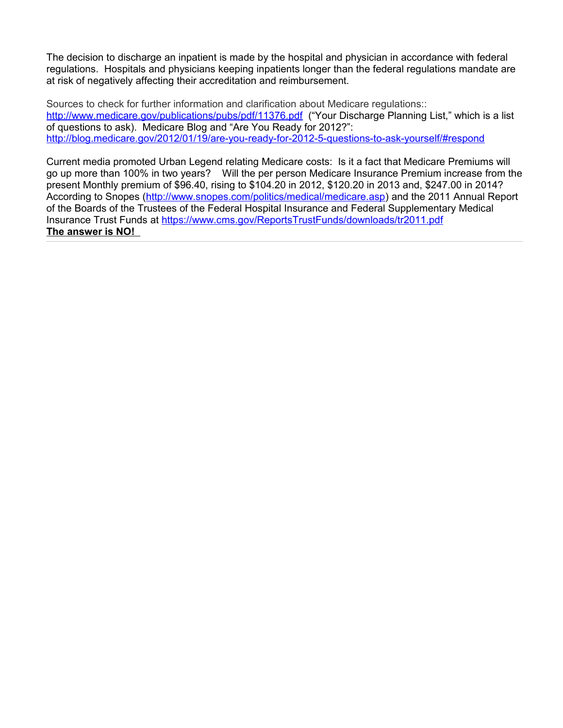The decision to discharge an inpatient is made by the hospital and physician in accordance with federal regulations. Hospitals and physicians keeping inpatients longer than the federal regulations mandate are at risk of negatively affecting their accreditation and reimbursement.

Sources to check for further information and clarification about Medicare regulations:: http://www.medicare.gov/publications/pubs/pdf/11376.pdf ("Your Discharge Planning List," which is a list of questions to ask). Medicare Blog and "Are You Ready for 2012?": http://blog.medicare.gov/2012/01/19/are-you-ready-for-2012-5-questions-to-ask-yourself/#respond

Current media promoted Urban Legend relating Medicare costs: Is it a fact that Medicare Premiums will go up more than 100% in two years? Will the per person Medicare Insurance Premium increase from the present Monthly premium of $96.40, rising to $104.20 in 2012, $120.20 in 2013 and, $247.00 in 2014? According to Snopes (http://www.snopes.com/politics/medical/medicare.asp) and the 2011 Annual Report of the Boards of the Trustees of the Federal Hospital Insurance and Federal Supplementary Medical Insurance Trust Funds at https://www.cms.gov/ReportsTrustFunds/downloads/tr2011.pdf
**The answer is NO!**

---